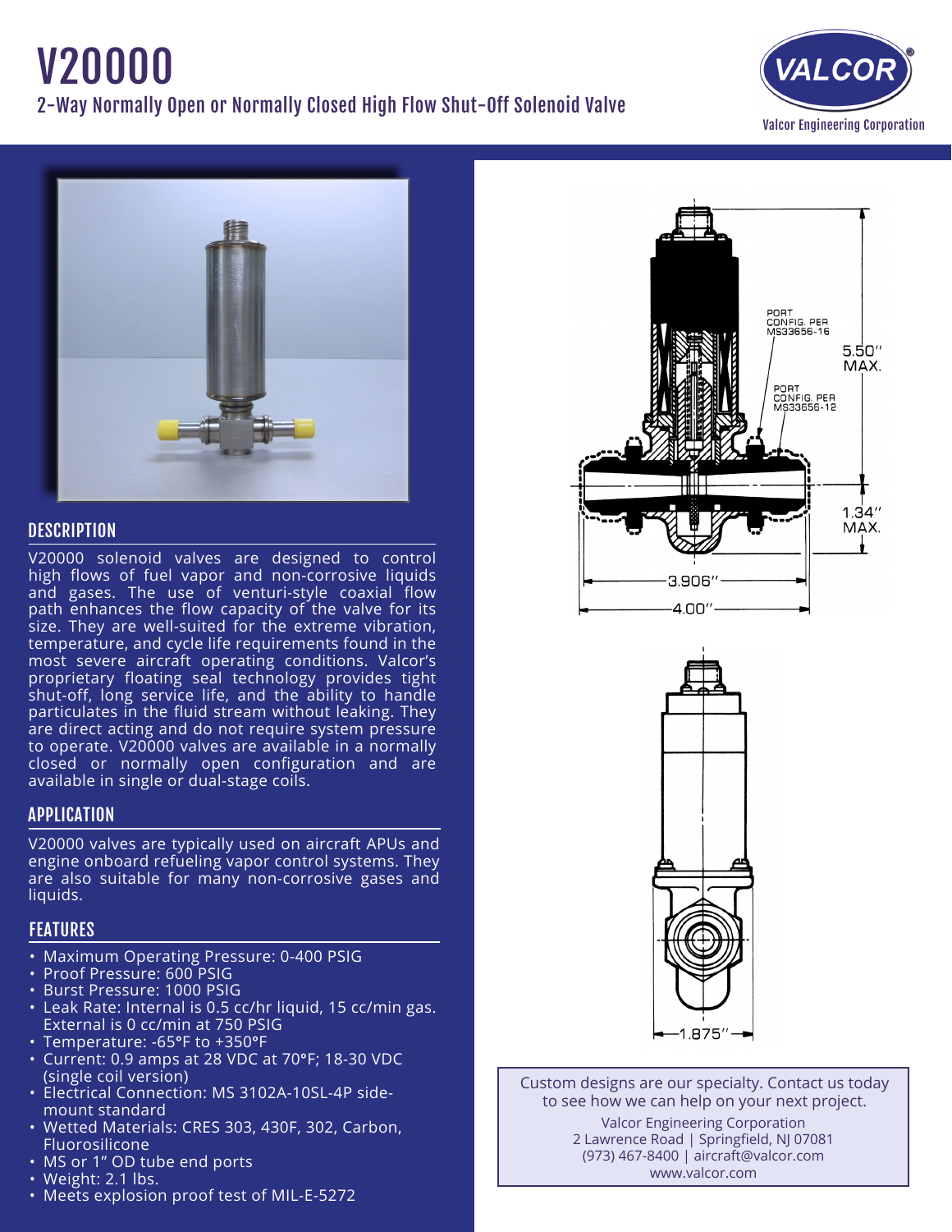# V20000

## 2-Way Normally Open or Normally Closed High Flow Shut-Off Solenoid Valve

VALCOR

Valcor Engineering Corporation

### DESCRIPTION

V20000 solenoid valves are designed to control high flows of fuel vapor and non-corrosive liquids and gases. The use of venturi-style coaxial flow path enhances the flow capacity of the valve for its size. They are well-suited for the extreme vibration, temperature, and cycle life requirements found in the most severe aircraft operating conditions. Valcor's proprietary floating seal technology provides tight shut-off, long service life, and the ability to handle particulates in the fluid stream without leaking. They are direct acting and do not require system pressure to operate. V20000 valves are available in a normally closed or normally open configuration and are available in single or dual-stage coils.

### APPLICATION

V20000 valves are typically used on aircraft APUs and engine onboard refueling vapor control systems. They are also suitable for many non-corrosive gases and liquids.

### FEATURES

- Maximum Operating Pressure: 0-400 PSIG
- Proof Pressure: 600 PSIG
- Burst Pressure: 1000 PSIG
- Leak Rate: Internal is 0.5 cc/hr liquid, 15 cc/min gas. External is 0 cc/min at 750 PSIG
- Temperature: -65°F to +350°F
- Current: 0.9 amps at 28 VDC at 70°F; 18-30 VDC (single coil version)
- Electrical Connection: MS 3102A-10SL-4P side-mount standard
- Wetted Materials: CRES 303, 430F, 302, Carbon, Fluorosilicone
- MS or 1" OD tube end ports
- Weight: 2.1 lbs.
- Meets explosion proof test of MIL-E-5272

PORT CONFIG. PER MS33656-16

PORT CONFIG. PER MS33656-12

5.50" MAX.

1.34" MAX.

3.906"

4.00"

1.875"

Custom designs are our specialty. Contact us today to see how we can help on your next project.

Valcor Engineering Corporation
2 Lawrence Road | Springfield, NJ 07081
(973) 467-8400 | aircraft@valcor.com
www.valcor.com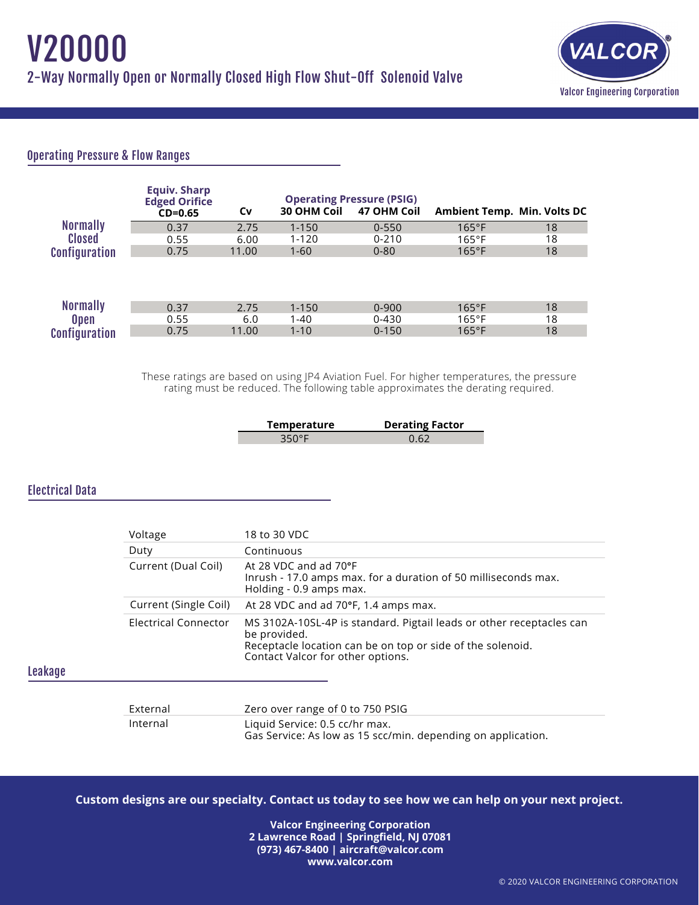# V20000

## 2-Way Normally Open or Normally Closed High Flow Shut-Off Solenoid Valve

Valcor Engineering Corporation

### Operating Pressure & Flow Ranges

| | Equiv. Sharp Edged Orifice CD=0.65 | Cv | Operating Pressure (PSIG) 30 OHM Coil | 47 OHM Coil | Ambient Temp. | Min. Volts DC |
|---|---|---|---|---|---|---|
| Normally Closed Configuration | 0.37 | 2.75 | 1-150 | 0-550 | 165°F | 18 |
| | 0.55 | 6.00 | 1-120 | 0-210 | 165°F | 18 |
| | 0.75 | 11.00 | 1-60 | 0-80 | 165°F | 18 |
| Normally Open Configuration | 0.37 | 2.75 | 1-150 | 0-900 | 165°F | 18 |
| | 0.55 | 6.0 | 1-40 | 0-430 | 165°F | 18 |
| | 0.75 | 11.00 | 1-10 | 0-150 | 165°F | 18 |

These ratings are based on using JP4 Aviation Fuel. For higher temperatures, the pressure rating must be reduced. The following table approximates the derating required.

| Temperature | Derating Factor |
|---|---|
| 350°F | 0.62 |

### Electrical Data

| | |
|---|---|
| Voltage | 18 to 30 VDC |
| Duty | Continuous |
| Current (Dual Coil) | At 28 VDC and ad 70°F<br>Inrush - 17.0 amps max. for a duration of 50 milliseconds max.<br>Holding - 0.9 amps max. |
| Current (Single Coil) | At 28 VDC and ad 70°F, 1.4 amps max. |
| Electrical Connector | MS 3102A-10SL-4P is standard. Pigtail leads or other receptacles can be provided.<br>Receptacle location can be on top or side of the solenoid.<br>Contact Valcor for other options. |

### Leakage

| | |
|---|---|
| External | Zero over range of 0 to 750 PSIG |
| Internal | Liquid Service: 0.5 cc/hr max.<br>Gas Service: As low as 15 scc/min. depending on application. |

**Custom designs are our specialty. Contact us today to see how we can help on your next project.**

**Valcor Engineering Corporation**
**2 Lawrence Road | Springfield, NJ 07081**
**(973) 467-8400 | aircraft@valcor.com**
**www.valcor.com**

© 2020 VALCOR ENGINEERING CORPORATION